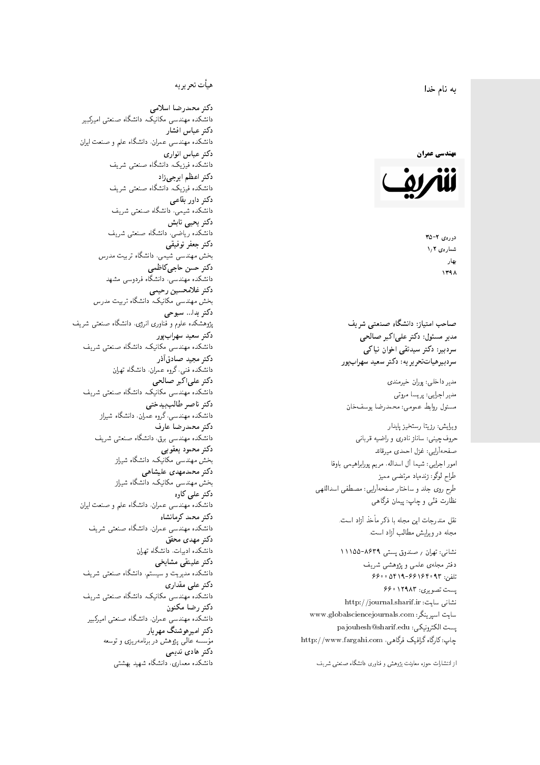به نام خدا

**مهندسی عمران**

**شریف**

دوره‌ی ۲-۳۵
شماره‌ی ۱/۲
بهار
۱۳۹۸

**صاحب امتیاز: دانشگاه صنعتی شریف**
**مدیر مسئول: دکتر علی‌اکبر صالحی**
**سردبیر: دکتر سیدتقی اخوان نیاکی**
**سردبیرهیات‌تحریریه: دکتر سعید سهراب‌پور**

مدیر داخلی: پوران خیرمندی
مدیر اجرایی: پریسا مروتی
مسئول روابط عمومی: محمدرضا یوسف‌خان

ویرایش: رزیتا رستخیز پایدار
حروف‌چینی: ساناز نادری و راضیه قربانی
صفحه‌آرایی: غزل احمدی میرقائد
امور اجرایی: شیما آل اسداله، مریم پورابراهیمی باوفا
طراح لوگو: زنده‌یاد مرتضی ممیز
طرح روی جلد و ساختار صفحه‌آرایی: مصطفی اسداللهی
نظارت فنّی و چاپ: پیمان فرگاهی

نقل مندرجات این مجله با ذکر مأخذ آزاد است.
مجله در ویرایش مطالب آزاد است.

نشانی: تهران / صندوق پستی ۸۶۳۹-۱۱۱۵۵
دفتر مجله‌ی علمی و پژوهشی شریف
تلفن: ۶۶۱۶۴۰۹۳-۶۶۰۰۵۴۱۹
پست تصویری: ۶۶۰۱۲۹۸۳
نشانی سایت: http://journal.sharif.ir
سایت اسپرینگر: www.globalsciencejournals.com
پست الکترونیکی: pajouhesh@sharif.edu
چاپ: کارگاه گرافیک فرگاهی، http://www.fargahi.com

از انتشارات حوزه معاونت پژوهش و فناوری دانشگاه صنعتی شریف

## هیأت تحریریه

**دکتر محمدرضا اسلامی**
دانشکده مهندسی مکانیک، دانشگاه صنعتی امیرکبیر
**دکتر عباس افشار**
دانشکده مهندسی عمران، دانشگاه علم و صنعت ایران
**دکتر عباس انواری**
دانشکده فیزیک، دانشگاه صنعتی شریف
**دکتر اعظم ایرجی‌زاد**
دانشکده فیزیک، دانشگاه صنعتی شریف
**دکتر داور بقاعی**
دانشکده شیمی، دانشگاه صنعتی شریف
**دکتر یحیی تابش**
دانشکده ریاضی، دانشگاه صنعتی شریف
**دکتر جعفر توفیقی**
بخش مهندسی شیمی، دانشگاه تربیت مدرس
**دکتر حسن حاجی‌کاظمی**
دانشکده مهندسی، دانشگاه فردوسی مشهد
**دکتر غلامحسین رحیمی**
بخش مهندسی مکانیک، دانشگاه تربیت مدرس
**دکتر یدا... سبوحی**
پژوهشکده علوم و فناوری انرژی، دانشگاه صنعتی شریف
**دکتر سعید سهراب‌پور**
دانشکده مهندسی مکانیک، دانشگاه صنعتی شریف
**دکتر مجید صادق‌آذر**
دانشکده فنی، گروه عمران، دانشگاه تهران
**دکتر علی‌اکبر صالحی**
دانشکده مهندسی مکانیک، دانشگاه صنعتی شریف
**دکتر ناصر طالب‌بیدختی**
دانشکده مهندسی، گروه عمران، دانشگاه شیراز
**دکتر محمدرضا عارف**
دانشکده مهندسی برق، دانشگاه صنعتی شریف
**دکتر محمود یعقوبی**
بخش مهندسی مکانیک، دانشگاه شیراز
**دکتر محمدمهدی علیشاهی**
بخش مهندسی مکانیک، دانشگاه شیراز
**دکتر علی کاوه**
دانشکده مهندسی عمران، دانشگاه علم و صنعت ایران
**دکتر محمد کرمانشاه**
دانشکده مهندسی عمران، دانشگاه صنعتی شریف
**دکتر مهدی محقق**
دانشکده ادبیات، دانشگاه تهران
**دکتر علینقی مشایخی**
دانشکده مدیریت و سیستم، دانشگاه صنعتی شریف
**دکتر علی مقداری**
دانشکده مهندسی مکانیک، دانشگاه صنعتی شریف
**دکتر رضا مکنون**
دانشکده مهندسی عمران، دانشگاه صنعتی امیرکبیر
**دکتر امیرهوشنگ مهریار**
مؤسسه عالی پژوهش در برنامه‌ریزی و توسعه
**دکتر هادی ندیمی**
دانشکده معماری، دانشگاه شهید بهشتی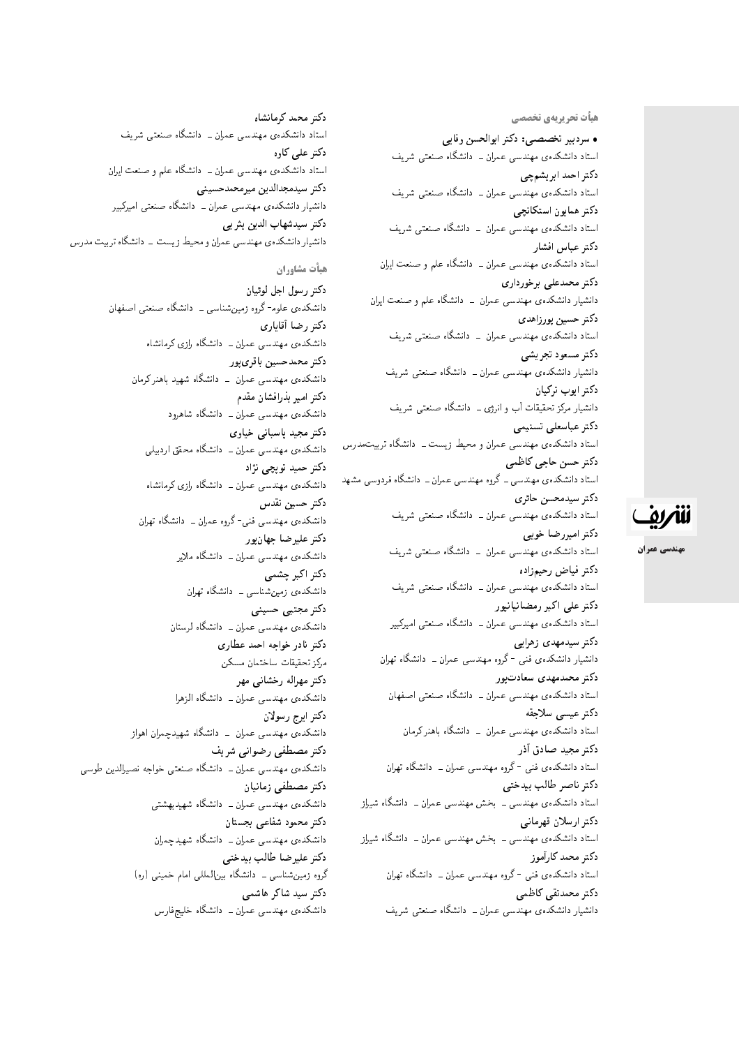## هیأت تحریریه‌ی تخصصی

• **سردبیر تخصصی: دکتر ابوالحسن وفایی**
استاد دانشکده‌ی مهندسی عمران ـ دانشگاه صنعتی شریف

**دکتر احمد ابریشم‌چی**
استاد دانشکده‌ی مهندسی عمران ـ دانشگاه صنعتی شریف

**دکتر همایون استکانچی**
استاد دانشکده‌ی مهندسی عمران ـ دانشگاه صنعتی شریف

**دکتر عباس افشار**
استاد دانشکده‌ی مهندسی عمران ـ دانشگاه علم و صنعت ایران

**دکتر محمدعلی برخورداری**
دانشیار دانشکده‌ی مهندسی عمران ـ دانشگاه علم و صنعت ایران

**دکتر حسین پورزاهدی**
استاد دانشکده‌ی مهندسی عمران ـ دانشگاه صنعتی شریف

**دکتر مسعود تجریشی**
دانشیار دانشکده‌ی مهندسی عمران ـ دانشگاه صنعتی شریف

**دکتر ایوب ترکیان**
دانشیار مرکز تحقیقات آب و انرژی ـ دانشگاه صنعتی شریف

**دکتر عباسعلی تسنیمی**
استاد دانشکده‌ی مهندسی عمران و محیط زیست ـ دانشگاه تربیت‌مدرس

**دکتر حسن حاجی کاظمی**
استاد دانشکده‌ی مهندسی ـ گروه مهندسی عمران ـ دانشگاه فردوسی مشهد

**دکتر سیدمحسن حائری**
استاد دانشکده‌ی مهندسی عمران ـ دانشگاه صنعتی شریف

**دکتر امیررضا خویی**
استاد دانشکده‌ی مهندسی عمران ـ دانشگاه صنعتی شریف

**دکتر فیاض رحیم‌زاده**
استاد دانشکده‌ی مهندسی عمران ـ دانشگاه صنعتی شریف

**دکتر علی اکبر رمضانیانپور**
استاد دانشکده‌ی مهندسی عمران ـ دانشگاه صنعتی امیرکبیر

**دکتر سیدمهدی زهرایی**
دانشیار دانشکده‌ی فنی - گروه مهندسی عمران ـ دانشگاه تهران

**دکتر محمدمهدی سعادت‌پور**
استاد دانشکده‌ی مهندسی عمران ـ دانشگاه صنعتی اصفهان

**دکتر عیسی سلاجقه**
استاد دانشکده‌ی مهندسی عمران ـ دانشگاه باهنر کرمان

**دکتر مجید صادق آذر**
استاد دانشکده‌ی فنی - گروه مهندسی عمران ـ دانشگاه تهران

**دکتر ناصر طالب بیدختی**
استاد دانشکده‌ی مهندسی ـ بخش مهندسی عمران ـ دانشگاه شیراز

**دکتر ارسلان قهرمانی**
استاد دانشکده‌ی مهندسی ـ بخش مهندسی عمران ـ دانشگاه شیراز

**دکتر محمد کارآموز**
استاد دانشکده‌ی فنی - گروه مهندسی عمران ـ دانشگاه تهران

**دکتر محمدتقی کاظمی**
دانشیار دانشکده‌ی مهندسی عمران ـ دانشگاه صنعتی شریف

**دکتر محمد کرمانشاه**
استاد دانشکده‌ی مهندسی عمران ـ دانشگاه صنعتی شریف

**دکتر علی کاوه**
استاد دانشکده‌ی مهندسی عمران ـ دانشگاه علم و صنعت ایران

**دکتر سیدمجدالدین میرمحمدحسینی**
دانشیار دانشکده‌ی مهندسی عمران ـ دانشگاه صنعتی امیرکبیر

**دکتر سیدشهاب الدین یثربی**
دانشیار دانشکده‌ی مهندسی عمران و محیط زیست ـ دانشگاه تربیت مدرس

## هیأت مشاوران

**دکتر رسول اجل لوئیان**
دانشکده‌ی علوم- گروه زمین‌شناسی ـ دانشگاه صنعتی اصفهان

**دکتر رضا آقایاری**
دانشکده‌ی مهندسی عمران ـ دانشگاه رازی کرمانشاه

**دکتر محمدحسین باقری‌پور**
دانشکده‌ی مهندسی عمران ـ دانشگاه شهید باهنر کرمان

**دکتر امیر بذرافشان مقدم**
دانشکده‌ی مهندسی عمران ـ دانشگاه شاهرود

**دکتر مجید پاسبانی خیاوی**
دانشکده‌ی مهندسی عمران ـ دانشگاه محقق اردبیلی

**دکتر حمید توپچی نژاد**
دانشکده‌ی مهندسی عمران ـ دانشگاه رازی کرمانشاه

**دکتر حسین تقدس**
دانشکده‌ی مهندسی فنی- گروه عمران ـ دانشگاه تهران

**دکتر علیرضا جهان‌پور**
دانشکده‌ی مهندسی عمران ـ دانشگاه ملایر

**دکتر اکبر چشمی**
دانشکده‌ی زمین‌شناسی ـ دانشگاه تهران

**دکتر مجتبی حسینی**
دانشکده‌ی مهندسی عمران ـ دانشگاه لرستان

**دکتر نادر خواجه احمد عطاری**
مرکز تحقیقات ساختمان مسکن

**دکتر مهراله رخشانی مهر**
دانشکده‌ی مهندسی عمران ـ دانشگاه الزهرا

**دکتر ایرج رسولان**
دانشکده‌ی مهندسی عمران ـ دانشگاه شهیدچمران اهواز

**دکتر مصطفی رضوانی شریف**
دانشکده‌ی مهندسی عمران ـ دانشگاه صنعتی خواجه نصیرالدین طوسی

**دکتر مصطفی زمانیان**
دانشکده‌ی مهندسی عمران ـ دانشگاه شهیدبهشتی

**دکتر محمود شفاعی بجستان**
دانشکده‌ی مهندسی عمران ـ دانشگاه شهیدچمران

**دکتر علیرضا طالب بیدختی**
گروه زمین‌شناسی ـ دانشگاه بین‌المللی امام خمینی (ره)

**دکتر سید شاکر هاشمی**
دانشکده‌ی مهندسی عمران ـ دانشگاه خلیج‌فارس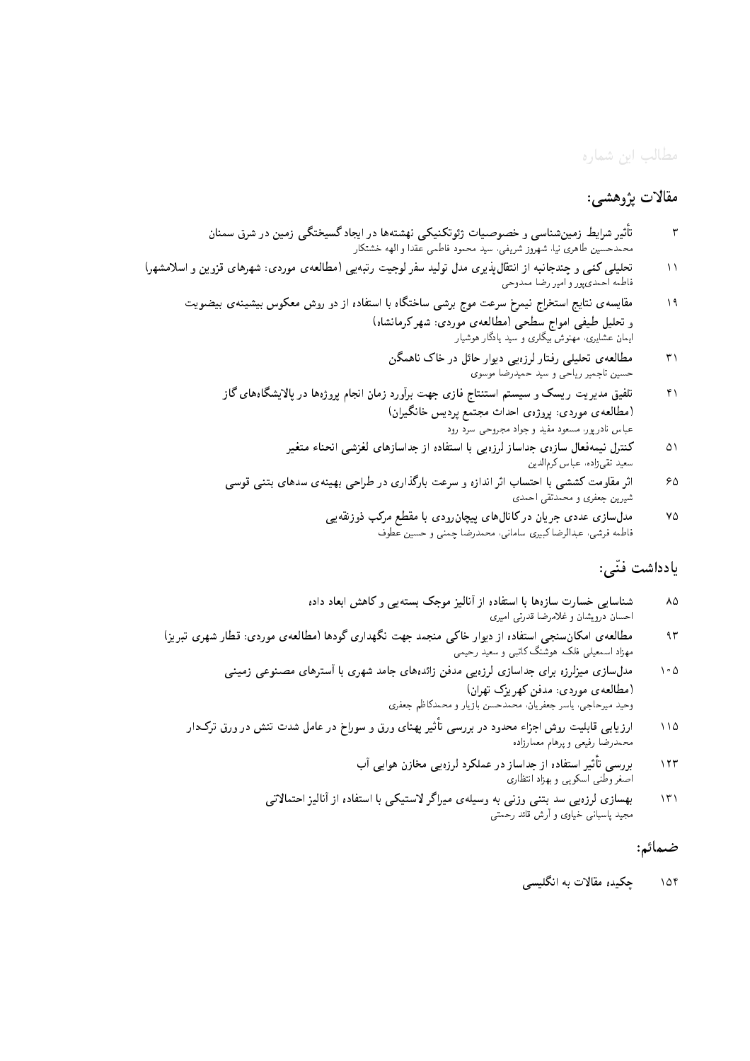مطالب این شماره

## مقالات پژوهشی:

۳ **تأثیر شرایط زمین‌شناسی و خصوصیات ژئوتکنیکی نهشته‌ها در ایجاد گسیختگی زمین در شرق سمنان**
محمدحسین طاهری نیا، شهروز شریفی، سید محمود فاطمی عقدا و الهه خشتکار

۱۱ **تحلیلی کمّی و چندجانبه از انتقال‌پذیری مدل تولید سفر لوجیت رتبه‌یی (مطالعه‌ی موردی: شهرهای قزوین و اسلامشهر)**
فاطمه احمدی‌پور و امیر رضا ممدوحی

۱۹ **مقایسه‌ی نتایج استخراج نیمرخ سرعت موج برشی ساختگاه با استفاده از دو روش معکوس بیشینه‌ی بیضویت و تحلیل طیفی امواج سطحی (مطالعه‌ی موردی: شهر کرمانشاه)**
ایمان عشایری، مهنوش بیگلری و سید یادگار هوشیار

۳۱ **مطالعه‌ی تحلیلی رفتار لرزه‌یی دیوار حائل در خاک ناهمگن**
حسین تاجمیر ریاحی و سید حمیدرضا موسوی

۴۱ **تلفیق مدیریت ریسک و سیستم استنتاج فازی جهت برآورد زمان انجام پروژه‌ها در پالایشگاه‌های گاز (مطالعه‌ی موردی: پروژه‌ی احداث مجتمع پردیس خانگیران)**
عباس نادرپور، مسعود مفید و جواد مجروحی سرد رود

۵۱ **کنترل نیمه‌فعال سازه‌ی جداساز لرزه‌یی با استفاده از جداسازهای لغزشی انحناء متغیر**
سعید تقی‌زاده، عباس کرم‌الدین

۶۵ **اثر مقاومت کششی با احتساب اثر اندازه و سرعت بارگذاری در طراحی بهینه‌ی سدهای بتنی قوسی**
شیرین جعفری و محمدتقی احمدی

۷۵ **مدل‌سازی عددی جریان در کانال‌های پیچان‌رودی با مقطع مرکب ذوزنقه‌یی**
فاطمه فرشی، عبدالرضا کبیری سامانی، محمدرضا چمنی و حسین عطوف

## یادداشت فنّی:

۸۵ **شناسایی خسارت سازه‌ها با استفاده از آنالیز موجک بسته‌یی و کاهش ابعاد داده**
احسان درویشان و غلامرضا قدرتی امیری

۹۳ **مطالعه‌ی امکان‌سنجی استفاده از دیوار خاکی منجمد جهت نگهداری گودها (مطالعه‌ی موردی: قطار شهری تبریز)**
مهزاد اسمعیلی فلک، هوشنگ کاتبی و سعید رحیمی

۱۰۵ **مدل‌سازی میزلرزه برای جداسازی لرزه‌یی مدفن زائده‌های جامد شهری با آسترهای مصنوعی زمینی (مطالعه‌ی موردی: مدفن کهریزک تهران)**
وحید میرحاجی، یاسر جعفریان، محمدحسن بازیار و محمدکاظم جعفری

۱۱۵ **ارزیابی قابلیت روش اجزاء محدود در بررسی تأثیر پهنای ورق و سوراخ در عامل شدت تنش در ورق ترک‌دار**
محمدرضا رفیعی و پرهام معمارزاده

۱۲۳ **بررسی تأثیر استفاده از جداساز در عملکرد لرزه‌یی مخازن هوایی آب**
اصغر وطنی اسکویی و بهزاد انتظاری

۱۳۱ **بهسازی لرزه‌یی سد بتنی وزنی به وسیله‌ی میراگر لاستیکی با استفاده از آنالیز احتمالاتی**
مجید پاسبانی خیاوی و آرش قائد رحمتی

## ضمائم:

۱۵۴ **چکیده مقالات به انگلیسی**